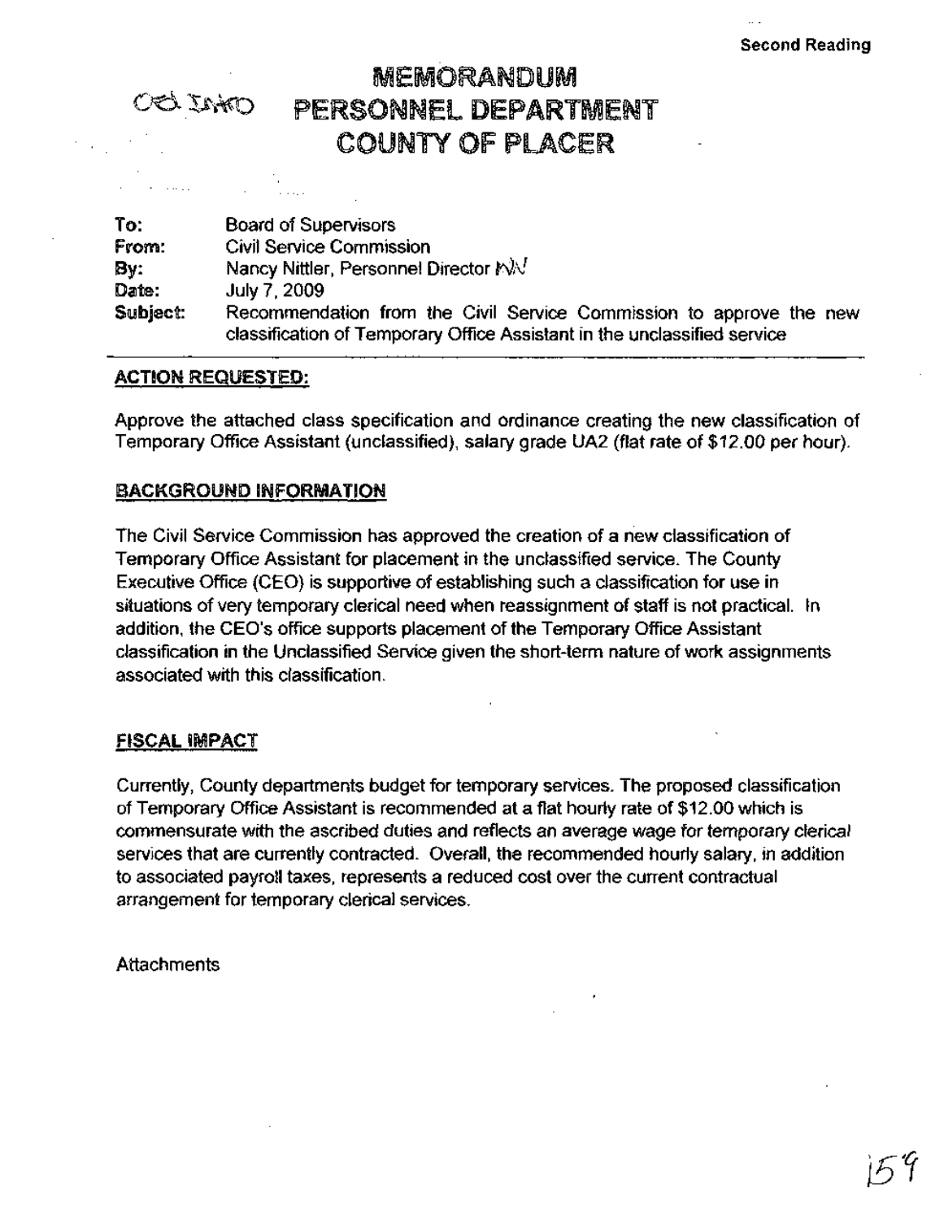Second Reading

# MEMORANDUM
# PERSONNEL DEPARTMENT
# COUNTY OF PLACER

ORD INTRO

| | |
|---|---|
| **To:** | Board of Supervisors |
| **From:** | Civil Service Commission |
| **By:** | Nancy Nittler, Personnel Director NN |
| **Date:** | July 7, 2009 |
| **Subject:** | Recommendation from the Civil Service Commission to approve the new classification of Temporary Office Assistant in the unclassified service |

## ACTION REQUESTED:

Approve the attached class specification and ordinance creating the new classification of Temporary Office Assistant (unclassified), salary grade UA2 (flat rate of $12.00 per hour).

## BACKGROUND INFORMATION

The Civil Service Commission has approved the creation of a new classification of Temporary Office Assistant for placement in the unclassified service. The County Executive Office (CEO) is supportive of establishing such a classification for use in situations of very temporary clerical need when reassignment of staff is not practical. In addition, the CEO's office supports placement of the Temporary Office Assistant classification in the Unclassified Service given the short-term nature of work assignments associated with this classification.

## FISCAL IMPACT

Currently, County departments budget for temporary services. The proposed classification of Temporary Office Assistant is recommended at a flat hourly rate of $12.00 which is commensurate with the ascribed duties and reflects an average wage for temporary clerical services that are currently contracted. Overall, the recommended hourly salary, in addition to associated payroll taxes, represents a reduced cost over the current contractual arrangement for temporary clerical services.

Attachments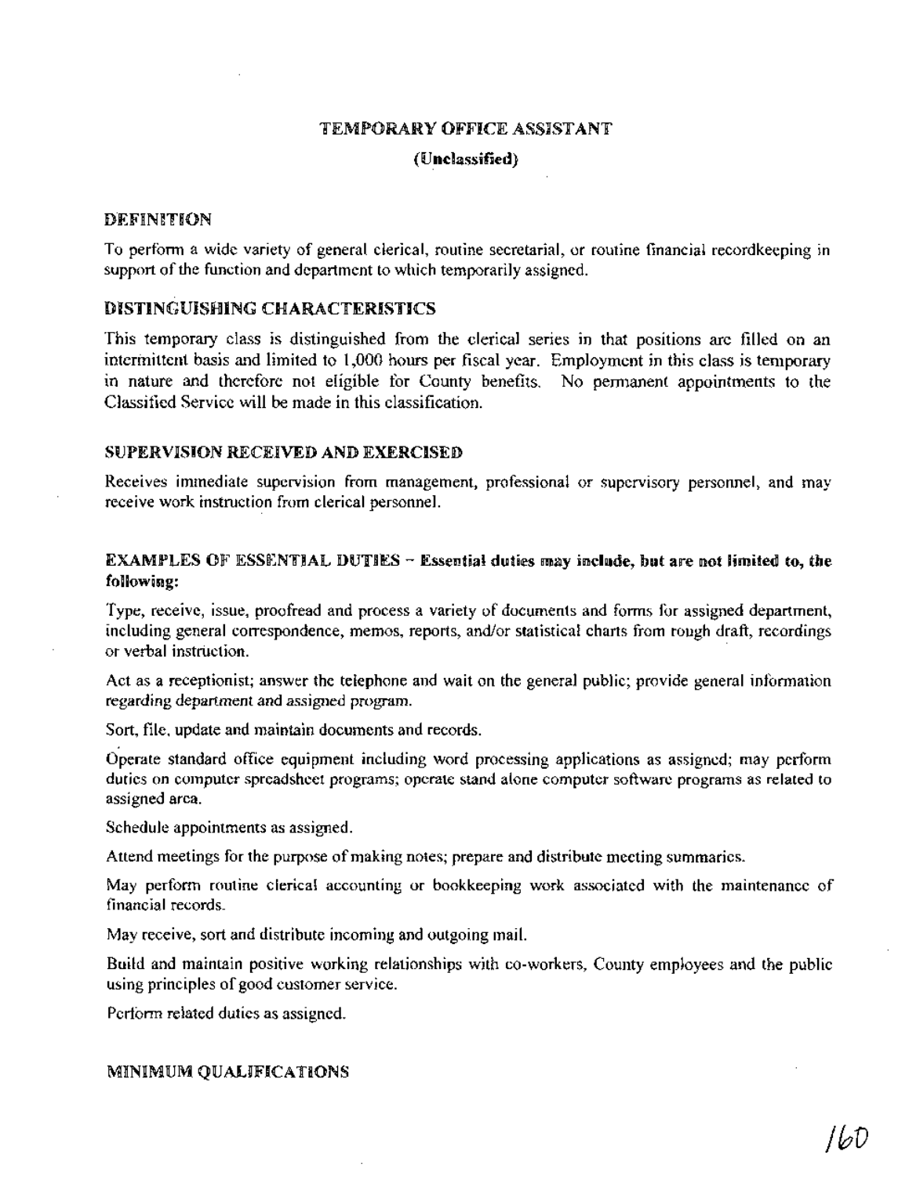# TEMPORARY OFFICE ASSISTANT

**(Unclassified)**

## DEFINITION

To perform a wide variety of general clerical, routine secretarial, or routine financial recordkeeping in support of the function and department to which temporarily assigned.

## DISTINGUISHING CHARACTERISTICS

This temporary class is distinguished from the clerical series in that positions are filled on an intermittent basis and limited to 1,000 hours per fiscal year. Employment in this class is temporary in nature and therefore not eligible for County benefits. No permanent appointments to the Classified Service will be made in this classification.

## SUPERVISION RECEIVED AND EXERCISED

Receives immediate supervision from management, professional or supervisory personnel, and may receive work instruction from clerical personnel.

## EXAMPLES OF ESSENTIAL DUTIES – Essential duties may include, but are not limited to, the following:

Type, receive, issue, proofread and process a variety of documents and forms for assigned department, including general correspondence, memos, reports, and/or statistical charts from rough draft, recordings or verbal instruction.

Act as a receptionist; answer the telephone and wait on the general public; provide general information regarding department and assigned program.

Sort, file, update and maintain documents and records.

Operate standard office equipment including word processing applications as assigned; may perform duties on computer spreadsheet programs; operate stand alone computer software programs as related to assigned area.

Schedule appointments as assigned.

Attend meetings for the purpose of making notes; prepare and distribute meeting summaries.

May perform routine clerical accounting or bookkeeping work associated with the maintenance of financial records.

May receive, sort and distribute incoming and outgoing mail.

Build and maintain positive working relationships with co-workers, County employees and the public using principles of good customer service.

Perform related duties as assigned.

## MINIMUM QUALIFICATIONS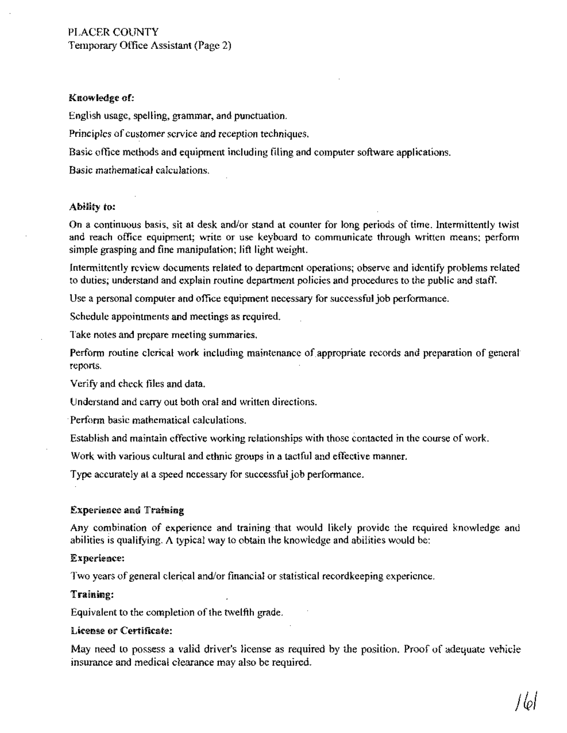**Knowledge of:**

English usage, spelling, grammar, and punctuation.

Principles of customer service and reception techniques.

Basic office methods and equipment including filing and computer software applications.

Basic mathematical calculations.

**Ability to:**

On a continuous basis, sit at desk and/or stand at counter for long periods of time. Intermittently twist and reach office equipment; write or use keyboard to communicate through written means; perform simple grasping and fine manipulation; lift light weight.

Intermittently review documents related to department operations; observe and identify problems related to duties; understand and explain routine department policies and procedures to the public and staff.

Use a personal computer and office equipment necessary for successful job performance.

Schedule appointments and meetings as required.

Take notes and prepare meeting summaries.

Perform routine clerical work including maintenance of appropriate records and preparation of general reports.

Verify and check files and data.

Understand and carry out both oral and written directions.

Perform basic mathematical calculations.

Establish and maintain effective working relationships with those contacted in the course of work.

Work with various cultural and ethnic groups in a tactful and effective manner.

Type accurately at a speed necessary for successful job performance.

**Experience and Training**

Any combination of experience and training that would likely provide the required knowledge and abilities is qualifying. A typical way to obtain the knowledge and abilities would be:

**Experience:**

Two years of general clerical and/or financial or statistical recordkeeping experience.

**Training:**

Equivalent to the completion of the twelfth grade.

**License or Certificate:**

May need to possess a valid driver's license as required by the position. Proof of adequate vehicle insurance and medical clearance may also be required.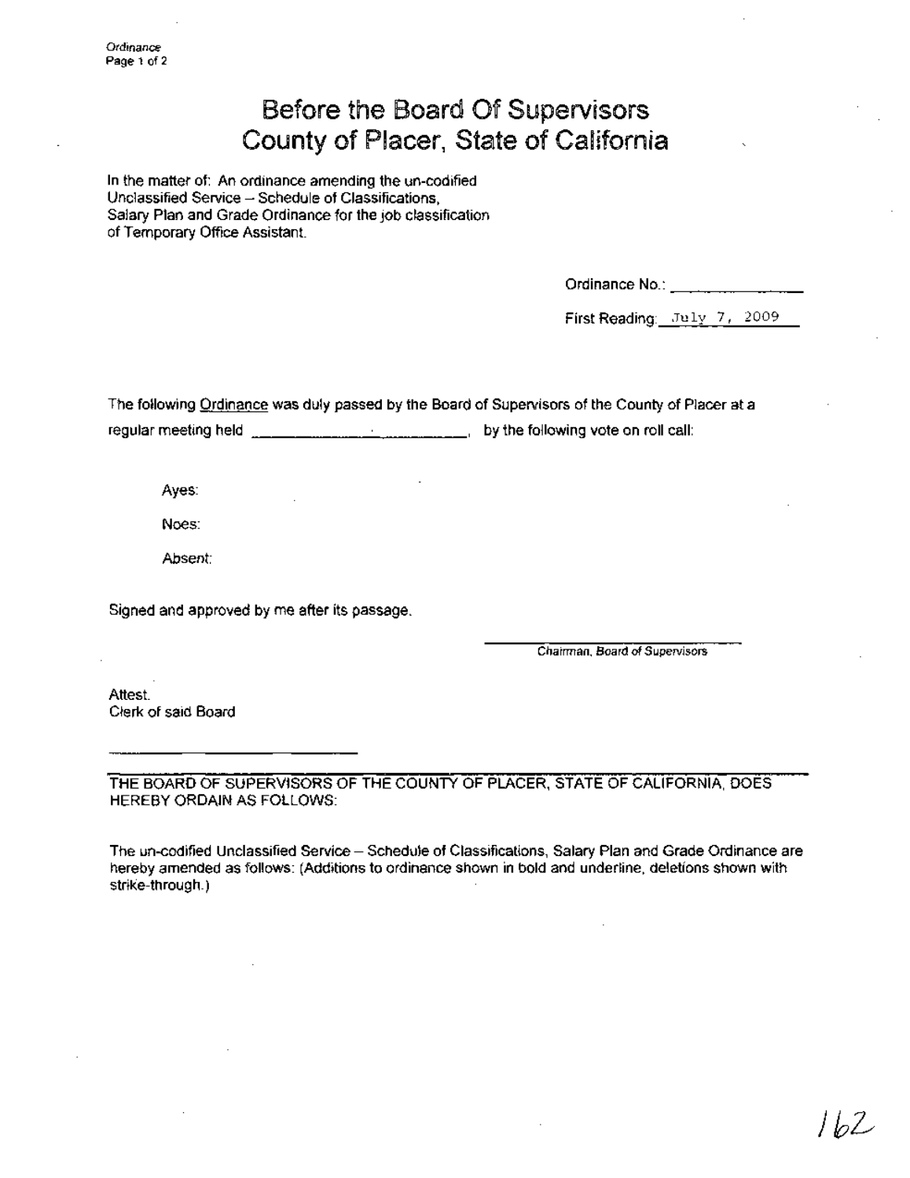# Before the Board Of Supervisors
# County of Placer, State of California

In the matter of: An ordinance amending the un-codified Unclassified Service – Schedule of Classifications, Salary Plan and Grade Ordinance for the job classification of Temporary Office Assistant.

Ordinance No.: ______________

First Reading: July 7, 2009

The following <u>Ordinance</u> was duly passed by the Board of Supervisors of the County of Placer at a regular meeting held ______________________, by the following vote on roll call:

Ayes:

Noes:

Absent:

Signed and approved by me after its passage.

______________________
Chairman, Board of Supervisors

Attest.
Clerk of said Board

______________________

THE BOARD OF SUPERVISORS OF THE COUNTY OF PLACER, STATE OF CALIFORNIA, DOES HEREBY ORDAIN AS FOLLOWS:

The un-codified Unclassified Service – Schedule of Classifications, Salary Plan and Grade Ordinance are hereby amended as follows: (Additions to ordinance shown in bold and underline, deletions shown with strike-through.)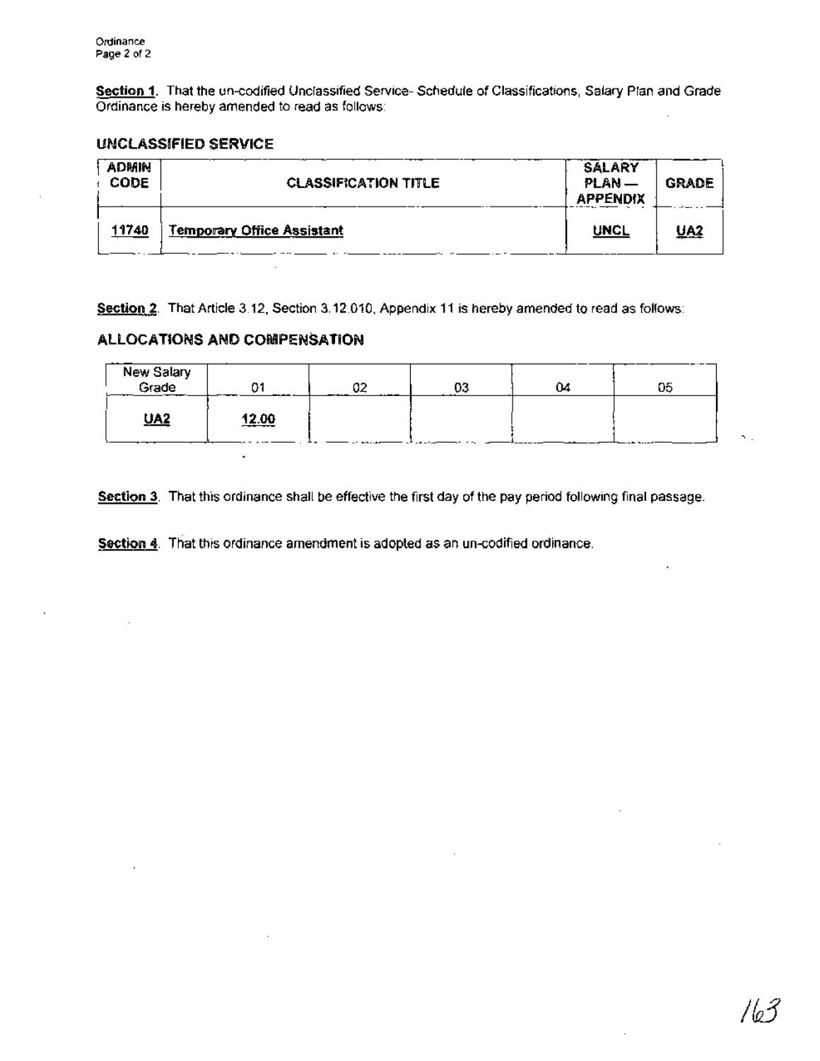**Section 1**. That the un-codified Unclassified Service- Schedule of Classifications, Salary Plan and Grade Ordinance is hereby amended to read as follows:

### UNCLASSIFIED SERVICE

| ADMIN CODE | CLASSIFICATION TITLE | SALARY PLAN — APPENDIX | GRADE |
|---|---|---|---|
| 11740 | Temporary Office Assistant | UNCL | UA2 |

**Section 2**. That Article 3.12, Section 3.12.010, Appendix 11 is hereby amended to read as follows:

### ALLOCATIONS AND COMPENSATION

| New Salary Grade | 01 | 02 | 03 | 04 | 05 |
|---|---|---|---|---|---|
| UA2 | 12.00 | | | | |

**Section 3**. That this ordinance shall be effective the first day of the pay period following final passage.

**Section 4**. That this ordinance amendment is adopted as an un-codified ordinance.